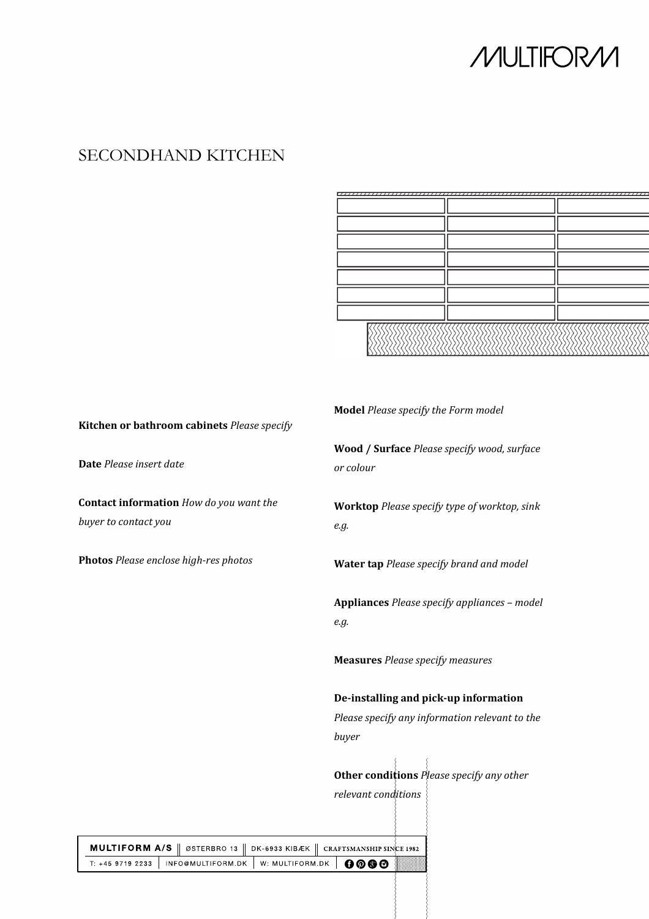# SECONDHAND KITCHEN

**Kitchen or bathroom cabinets** *Please specify*

**Date** *Please insert date*

**Contact information** *How do you want the buyer to contact you*

**Photos** *Please enclose high-res photos*

**Model** *Please specify the Form model*

**Wood / Surface** *Please specify wood, surface or colour*

**Worktop** *Please specify type of worktop, sink e.g.*

**Water tap** *Please specify brand and model*

**Appliances** *Please specify appliances – model e.g.*

**Measures** *Please specify measures*

**De-installing and pick-up information**
*Please specify any information relevant to the buyer*

**Other conditions** *Please specify any other relevant conditions*

| MULTIFORM A/S | ØSTERBRO 13 | DK-6933 KIBÆK | CRAFTSMANSHIP SINCE 1982 |
| --- | --- | --- | --- |
| T: +45 9719 2233 | INFO@MULTIFORM.DK | W: MULTIFORM.DK | |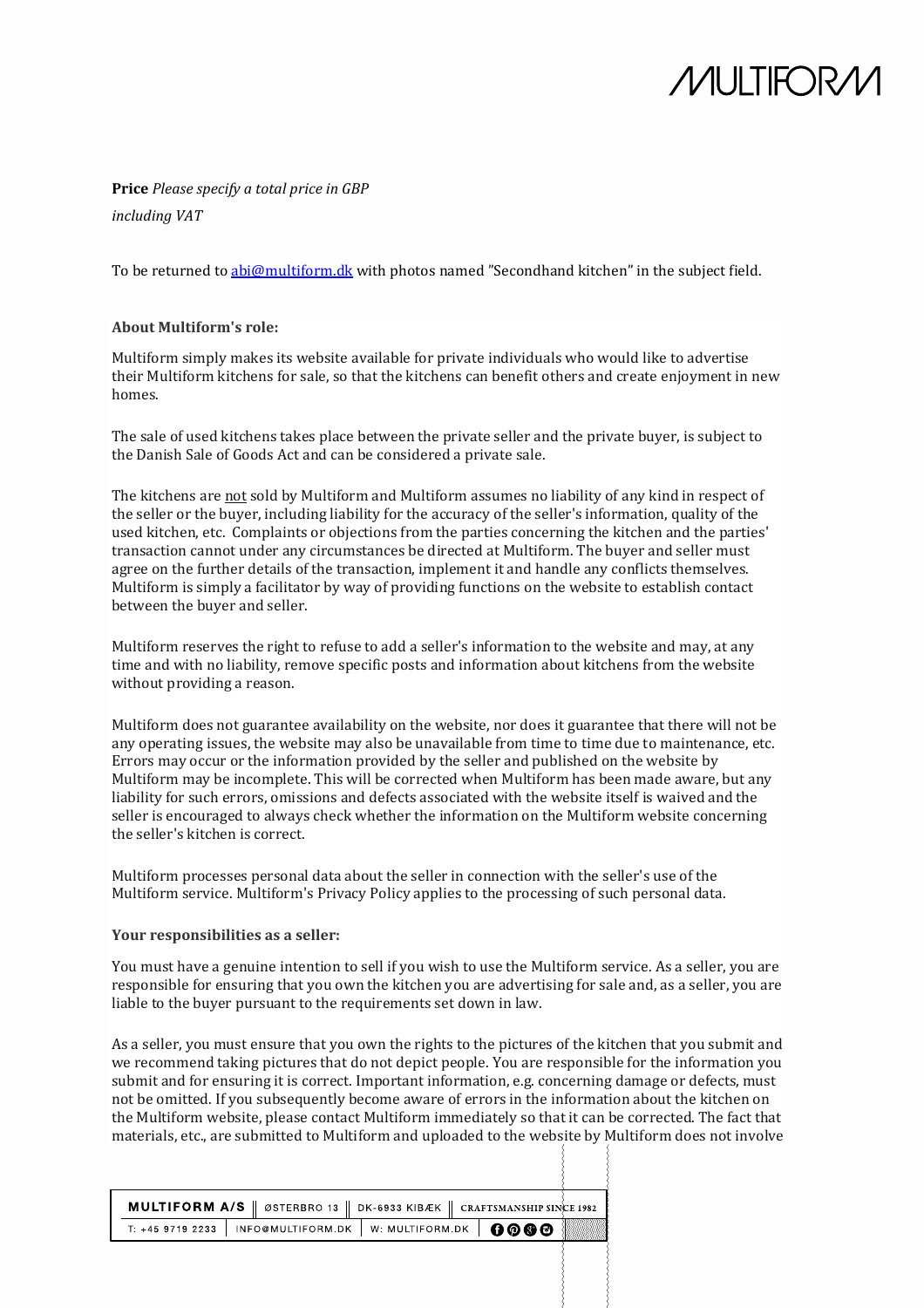**Price** *Please specify a total price in GBP including VAT*

To be returned to abi@multiform.dk with photos named "Secondhand kitchen" in the subject field.

**About Multiform's role:**

Multiform simply makes its website available for private individuals who would like to advertise their Multiform kitchens for sale, so that the kitchens can benefit others and create enjoyment in new homes.

The sale of used kitchens takes place between the private seller and the private buyer, is subject to the Danish Sale of Goods Act and can be considered a private sale.

The kitchens are not sold by Multiform and Multiform assumes no liability of any kind in respect of the seller or the buyer, including liability for the accuracy of the seller's information, quality of the used kitchen, etc. Complaints or objections from the parties concerning the kitchen and the parties' transaction cannot under any circumstances be directed at Multiform. The buyer and seller must agree on the further details of the transaction, implement it and handle any conflicts themselves. Multiform is simply a facilitator by way of providing functions on the website to establish contact between the buyer and seller.

Multiform reserves the right to refuse to add a seller's information to the website and may, at any time and with no liability, remove specific posts and information about kitchens from the website without providing a reason.

Multiform does not guarantee availability on the website, nor does it guarantee that there will not be any operating issues, the website may also be unavailable from time to time due to maintenance, etc. Errors may occur or the information provided by the seller and published on the website by Multiform may be incomplete. This will be corrected when Multiform has been made aware, but any liability for such errors, omissions and defects associated with the website itself is waived and the seller is encouraged to always check whether the information on the Multiform website concerning the seller's kitchen is correct.

Multiform processes personal data about the seller in connection with the seller's use of the Multiform service. Multiform's Privacy Policy applies to the processing of such personal data.

**Your responsibilities as a seller:**

You must have a genuine intention to sell if you wish to use the Multiform service. As a seller, you are responsible for ensuring that you own the kitchen you are advertising for sale and, as a seller, you are liable to the buyer pursuant to the requirements set down in law.

As a seller, you must ensure that you own the rights to the pictures of the kitchen that you submit and we recommend taking pictures that do not depict people. You are responsible for the information you submit and for ensuring it is correct. Important information, e.g. concerning damage or defects, must not be omitted. If you subsequently become aware of errors in the information about the kitchen on the Multiform website, please contact Multiform immediately so that it can be corrected. The fact that materials, etc., are submitted to Multiform and uploaded to the website by Multiform does not involve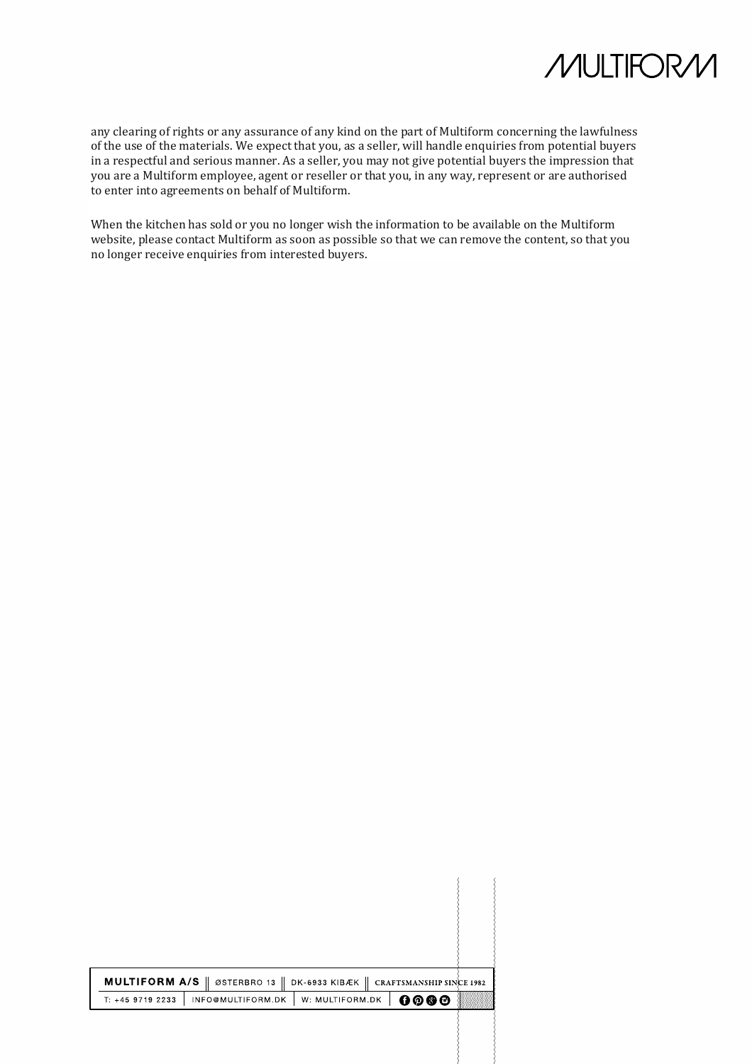any clearing of rights or any assurance of any kind on the part of Multiform concerning the lawfulness of the use of the materials. We expect that you, as a seller, will handle enquiries from potential buyers in a respectful and serious manner. As a seller, you may not give potential buyers the impression that you are a Multiform employee, agent or reseller or that you, in any way, represent or are authorised to enter into agreements on behalf of Multiform.

When the kitchen has sold or you no longer wish the information to be available on the Multiform website, please contact Multiform as soon as possible so that we can remove the content, so that you no longer receive enquiries from interested buyers.